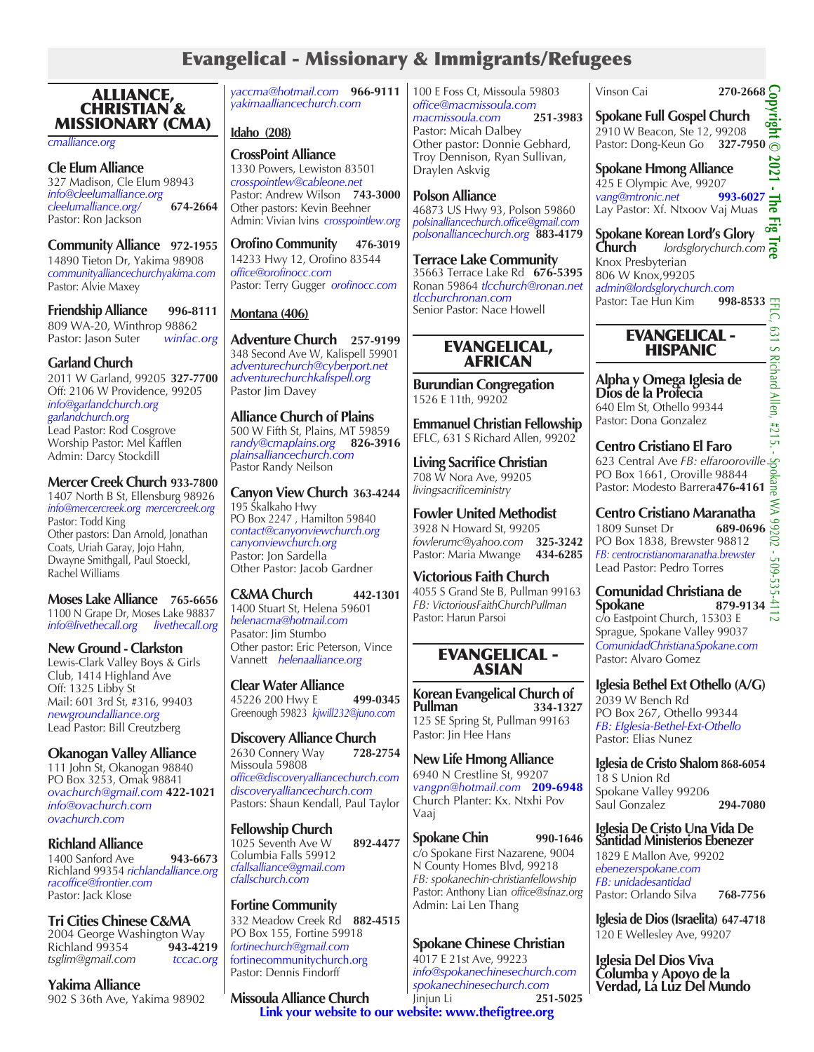# Evangelical - Missionary & Immigrants/Refugees

## ALLIANCE, CHRISTIAN & MISSIONARY (CMA)

*cmalliance.org*

**Cle Elum Alliance**
327 Madison, Cle Elum 98943
*info@cleelumalliance.org*
*cleelumalliance.org/* **674-2664**
Pastor: Ron Jackson

**Community Alliance** **972-1955**
14890 Tieton Dr, Yakima 98908
*communityalliancechurchyakima.com*
Pastor: Alvie Maxey

**Friendship Alliance** **996-8111**
809 WA-20, Winthrop 98862
Pastor: Jason Suter *winfac.org*

**Garland Church**
2011 W Garland, 99205 **327-7700**
Off: 2106 W Providence, 99205
*info@garlandchurch.org*
*garlandchurch.org*
Lead Pastor: Rod Cosgrove
Worship Pastor: Mel Kafflen
Admin: Darcy Stockdill

**Mercer Creek Church** **933-7800**
1407 North B St, Ellensburg 98926
*info@mercercreek.org mercercreek.org*
Pastor: Todd King
Other pastors: Dan Arnold, Jonathan Coats, Uriah Garay, Jojo Hahn, Dwayne Smithgall, Paul Stoeckl, Rachel Williams

**Moses Lake Alliance** **765-6656**
1100 N Grape Dr, Moses Lake 98837
*info@livethecall.org* *livethecall.org*

**New Ground - Clarkston**
Lewis-Clark Valley Boys & Girls Club, 1414 Highland Ave
Off: 1325 Libby St
Mail: 601 3rd St, #316, 99403
*newgroundalliance.org*
Lead Pastor: Bill Creutzberg

**Okanogan Valley Alliance**
111 John St, Okanogan 98840
PO Box 3253, Omak 98841
*ovachurch@gmail.com* **422-1021**
*info@ovachurch.com*
*ovachurch.com*

**Richland Alliance**
1400 Sanford Ave **943-6673**
Richland 99354 *richlandalliance.org*
*racoffice@frontier.com*
Pastor: Jack Klose

**Tri Cities Chinese C&MA**
2004 George Washington Way
Richland 99354 **943-4219**
*tsglim@gmail.com* *tccac.org*

**Yakima Alliance**
902 S 36th Ave, Yakima 98902
*yaccma@hotmail.com* **966-9111**
*yakimaalliancechurch.com*

### Idaho (208)

**CrossPoint Alliance**
1330 Powers, Lewiston 83501
*crosspointlew@cableone.net*
Pastor: Andrew Wilson **743-3000**
Other pastors: Kevin Beehner
Admin: Vivian Ivins *crosspointlew.org*

**Orofino Community** **476-3019**
14233 Hwy 12, Orofino 83544
*office@orofinocc.com*
Pastor: Terry Gugger *orofinocc.com*

### Montana (406)

**Adventure Church** **257-9199**
348 Second Ave W, Kalispell 59901
*adventurechurch@cyberport.net*
*adventurechurchkalispell.org*
Pastor Jim Davey

**Alliance Church of Plains**
500 W Fifth St, Plains, MT 59859
*randy@cmaplains.org* **826-3916**
*plainsalliancechurch.com*
Pastor Randy Neilson

**Canyon View Church** **363-4244**
195 Skalkaho Hwy
PO Box 2247 , Hamilton 59840
*contact@canyonviewchurch.org*
*canyonviewchurch.org*
Pastor: Jon Sardella
Other Pastor: Jacob Gardner

**C&MA Church** **442-1301**
1400 Stuart St, Helena 59601
*helenacma@hotmail.com*
Pasator: Jim Stumbo
Other pastor: Eric Peterson, Vince Vannett *helenaalliance.org*

**Clear Water Alliance**
45226 200 Hwy E **499-0345**
Greenough 59823 *kjwill232@juno.com*

**Discovery Alliance Church**
2630 Connery Way **728-2754**
Missoula 59808
*office@discoveryalliancechurch.com*
*discoveryalliancechurch.com*
Pastors: Shaun Kendall, Paul Taylor

**Fellowship Church**
1025 Seventh Ave W **892-4477**
Columbia Falls 59912
*cfallsalliance@gmail.com*
*cfallschurch.com*

**Fortine Community**
332 Meadow Creek Rd **882-4515**
PO Box 155, Fortine 59918
*fortinechurch@gmail.com*
*fortinecommunitychurch.org*
Pastor: Dennis Findorff

**Missoula Alliance Church**
100 E Foss Ct, Missoula 59803
*office@macmissoula.com*
*macmissoula.com* **251-3983**
Pastor: Micah Dalbey
Other pastor: Donnie Gebhard, Troy Dennison, Ryan Sullivan, Draylen Askvig

**Polson Alliance**
46873 US Hwy 93, Polson 59860
*polsinalliancechurch.office@gmail.com*
*polsonalliancechurch.org* **883-4179**

**Terrace Lake Community**
35663 Terrace Lake Rd **676-5395**
Ronan 59864 *tlcchurch@ronan.net*
*tlcchurchronan.com*
Senior Pastor: Nace Howell

## EVANGELICAL, AFRICAN

**Burundian Congregation**
1526 E 11th, 99202

**Emmanuel Christian Fellowship**
EFLC, 631 S Richard Allen, 99202

**Living Sacrifice Christian**
708 W Nora Ave, 99205
*livingsacrificeministry*

**Fowler United Methodist**
3928 N Howard St, 99205
*fowlerumc@yahoo.com* **325-3242**
Pastor: Maria Mwange **434-6285**

**Victorious Faith Church**
4055 S Grand Ste B, Pullman 99163
*FB: VictoriousFaithChurchPullman*
Pastor: Harun Parsoi

## EVANGELICAL - ASIAN

**Korean Evangelical Church of Pullman** **334-1327**
125 SE Spring St, Pullman 99163
Pastor: Jin Hee Hans

**New Life Hmong Alliance**
6940 N Crestline St, 99207
*vangpn@hotmail.com* **209-6948**
Church Planter: Kx. Ntxhi Pov Vaaj

**Spokane Chin** **990-1646**
c/o Spokane First Nazarene, 9004 N County Homes Blvd, 99218
*FB: spokanechin-christianfellowship*
Pastor: Anthony Lian *office@sfnaz.org*
Admin: Lai Len Thang

**Spokane Chinese Christian**
4017 E 21st Ave, 99223
*info@spokanechinesechurch.com*
*spokanechinesechurch.com*
Jinjun Li **251-5025**
Vinson Cai **270-2668**

**Spokane Full Gospel Church**
2910 W Beacon, Ste 12, 99208
Pastor: Dong-Keun Go **327-7950**

**Spokane Hmong Alliance**
425 E Olympic Ave, 99207
*vang@mtronic.net* **993-6027**
Lay Pastor: Xf. Ntxoov Vaj Muas

**Spokane Korean Lord's Glory Church** *lordsglorychurch.com*
Knox Presbyterian
806 W Knox,99205
*admin@lordsglorychurch.com*
Pastor: Tae Hun Kim **998-8533**

## EVANGELICAL - HISPANIC

**Alpha y Omega Iglesia de Dios de la Profecia**
640 Elm St, Othello 99344
Pastor: Dona Gonzalez

**Centro Cristiano El Faro**
623 Central Ave *FB: elfarooroville*
PO Box 1661, Oroville 98844
Pastor: Modesto Barrera**476-4161**

**Centro Cristiano Maranatha**
1809 Sunset Dr **689-0696**
PO Box 1838, Brewster 98812
*FB: centrocristianomaranatha.brewster*
Lead Pastor: Pedro Torres

**Comunidad Christiana de Spokane** **879-9134**
c/o Eastpoint Church, 15303 E Sprague, Spokane Valley 99037
*ComunidadChristianaSpokane.com*
Pastor: Alvaro Gomez

**Iglesia Bethel Ext Othello (A/G)**
2039 W Bench Rd
PO Box 267, Othello 99344
*FB: EIglesia-Bethel-Ext-Othello*
Pastor: Elias Nunez

**Iglesia de Cristo Shalom** **868-6054**
18 S Union Rd
Spokane Valley 99206
Saul Gonzalez **294-7080**

**Iglesia De Cristo Una Vida De Santidad Ministerios Ebenezer**
1829 E Mallon Ave, 99202
*ebenezerspokane.com*
*FB: unidadesantidad*
Pastor: Orlando Silva **768-7756**

**Iglesia de Dios (Israelita)** **647-4718**
120 E Wellesley Ave, 99207

**Iglesia Del Dios Viva Columba y Apoyo de la Verdad, La Luz Del Mundo**

**Link your website to our website: www.thefigtree.org**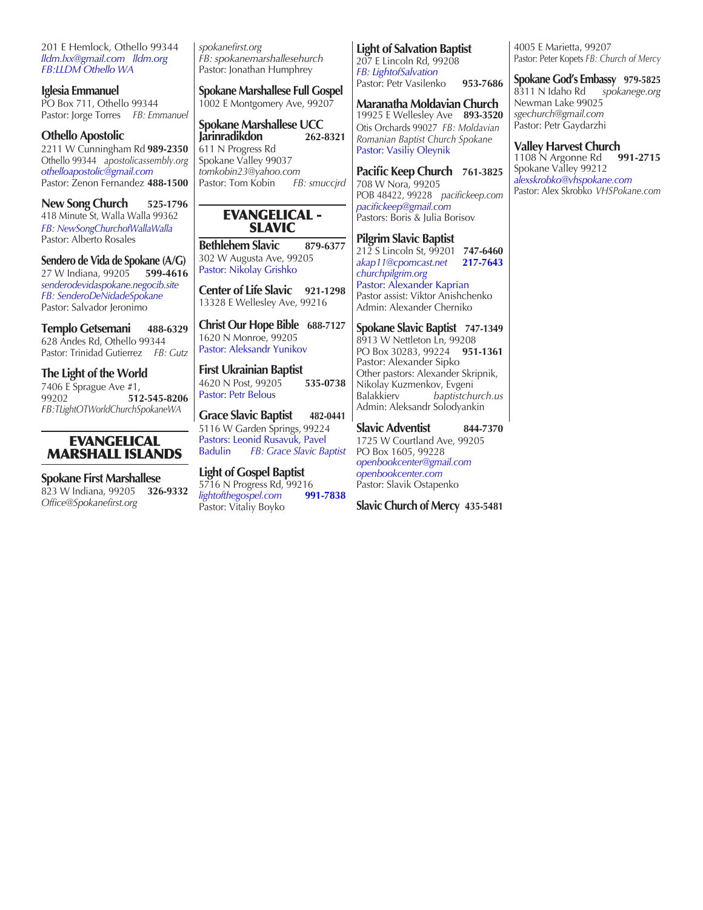201 E Hemlock, Othello 99344
*lldm.lxx@gmail.com lldm.org*
*FB:LLDM Othello WA*

**Iglesia Emmanuel**
PO Box 711, Othello 99344
Pastor: Jorge Torres *FB: Emmanuel*

**Othello Apostolic**
2211 W Cunningham Rd **989-2350**
Othello 99344 *apostolicassembly.org*
*othelloapostolic@gmail.com*
Pastor: Zenon Fernandez **488-1500**

**New Song Church** **525-1796**
418 Minute St, Walla Walla 99362
*FB: NewSongChurchofWallaWalla*
Pastor: Alberto Rosales

**Sendero de Vida de Spokane (A/G)**
27 W Indiana, 99205 **599-4616**
*senderodevidaspokane.negocib.site*
*FB: SenderoDeNidadeSpokane*
Pastor: Salvador Jeronimo

**Templo Getsemani** **488-6329**
628 Andes Rd, Othello 99344
Pastor: Trinidad Gutierrez *FB: Gutz*

**The Light of the World**
7406 E Sprague Ave #1,
99202 **512-545-8206**
*FB:TLightOTWorldChurchSpokaneWA*

## EVANGELICAL MARSHALL ISLANDS

**Spokane First Marshallese**
823 W Indiana, 99205 **326-9332**
*Office@Spokanefirst.org*
*spokanefirst.org*
*FB: spokanemarshallesehurch*
Pastor: Jonathan Humphrey

**Spokane Marshallese Full Gospel**
1002 E Montgomery Ave, 99207

**Spokane Marshallese UCC Jarinradikdon** **262-8321**
611 N Progress Rd
Spokane Valley 99037
*tomkobin23@yahoo.com*
Pastor: Tom Kobin *FB: smuccjrd*

## EVANGELICAL - SLAVIC

**Bethlehem Slavic** **879-6377**
302 W Augusta Ave, 99205
Pastor: Nikolay Grishko

**Center of Life Slavic** **921-1298**
13328 E Wellesley Ave, 99216

**Christ Our Hope Bible** **688-7127**
1620 N Monroe, 99205
Pastor: Aleksandr Yunikov

**First Ukrainian Baptist**
4620 N Post, 99205 **535-0738**
Pastor: Petr Belous

**Grace Slavic Baptist** **482-0441**
5116 W Garden Springs, 99224
Pastors: Leonid Rusavuk, Pavel Badulin *FB: Grace Slavic Baptist*

**Light of Gospel Baptist**
5716 N Progress Rd, 99216
*lightofthegospel.com* **991-7838**
Pastor: Vitaliy Boyko

**Light of Salvation Baptist**
207 E Lincoln Rd, 99208
*FB: LightofSalvation*
Pastor: Petr Vasilenko **953-7686**

**Maranatha Moldavian Church**
19925 E Wellesley Ave **893-3520**
Otis Orchards 99027 *FB: Moldavian Romanian Baptist Church Spokane*
Pastor: Vasiliy Oleynik

**Pacific Keep Church** **761-3825**
708 W Nora, 99205
POB 48422, 99228 *pacifickeep.com*
*pacifickeep@gmail.com*
Pastors: Boris & Julia Borisov

**Pilgrim Slavic Baptist**
212 S Lincoln St, 99201 **747-6460**
*akap11@cpomcast.net* **217-7643**
*churchpilgrim.org*
Pastor: Alexander Kaprian
Pastor assist: Viktor Anishchenko
Admin: Alexander Cherniko

**Spokane Slavic Baptist** **747-1349**
8913 W Nettleton Ln, 99208
PO Box 30283, 99224 **951-1361**
Pastor: Alexander Sipko
Other pastors: Alexander Skripnik, Nikolay Kuzmenkov, Evgeni Balakkierv *baptistchurch.us*
Admin: Aleksandr Solodyankin

**Slavic Adventist** **844-7370**
1725 W Courtland Ave, 99205
PO Box 1605, 99228
*openbookcenter@gmail.com*
*openbookcenter.com*
Pastor: Slavik Ostapenko

**Slavic Church of Mercy** **435-5481**
4005 E Marietta, 99207
Pastor: Peter Kopets *FB: Church of Mercy*

**Spokane God's Embassy** **979-5825**
8311 N Idaho Rd *spokanege.org*
Newman Lake 99025
*sgechurch@gmail.com*
Pastor: Petr Gaydarzhi

**Valley Harvest Church**
1108 N Argonne Rd **991-2715**
Spokane Valley 99212
*alexskrobko@vhspokane.com*
Pastor: Alex Skrobko *VHSPokane.com*